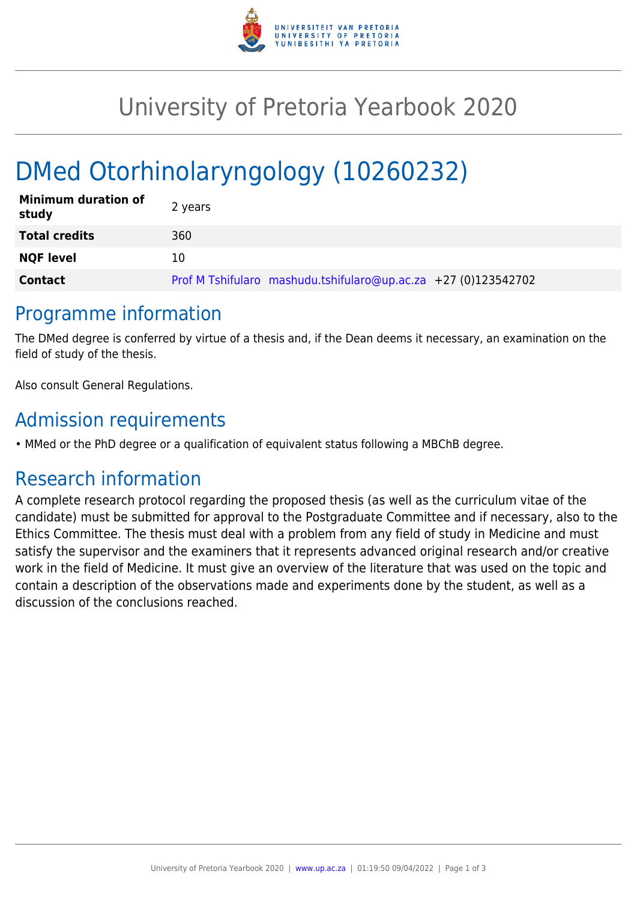# University of Pretoria Yearbook 2020

# DMed Otorhinolaryngology (10260232)

| | |
|---|---|
| **Minimum duration of study** | 2 years |
| **Total credits** | 360 |
| **NQF level** | 10 |
| **Contact** | Prof M Tshifularo mashudu.tshifularo@up.ac.za +27 (0)123542702 |

## Programme information

The DMed degree is conferred by virtue of a thesis and, if the Dean deems it necessary, an examination on the field of study of the thesis.

Also consult General Regulations.

## Admission requirements

- MMed or the PhD degree or a qualification of equivalent status following a MBChB degree.

## Research information

A complete research protocol regarding the proposed thesis (as well as the curriculum vitae of the candidate) must be submitted for approval to the Postgraduate Committee and if necessary, also to the Ethics Committee. The thesis must deal with a problem from any field of study in Medicine and must satisfy the supervisor and the examiners that it represents advanced original research and/or creative work in the field of Medicine. It must give an overview of the literature that was used on the topic and contain a description of the observations made and experiments done by the student, as well as a discussion of the conclusions reached.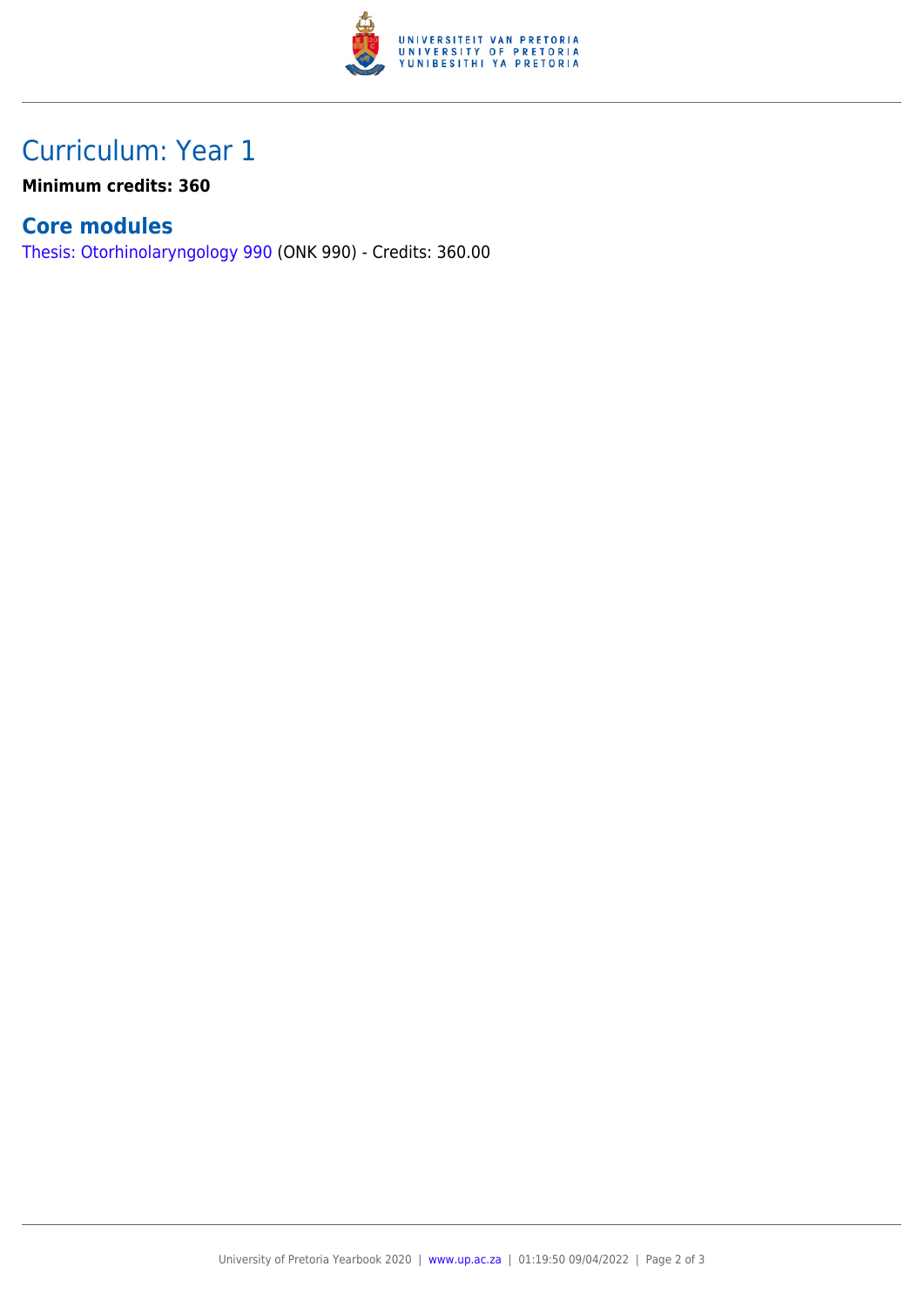# Curriculum: Year 1

**Minimum credits: 360**

## Core modules

Thesis: Otorhinolaryngology 990 (ONK 990) - Credits: 360.00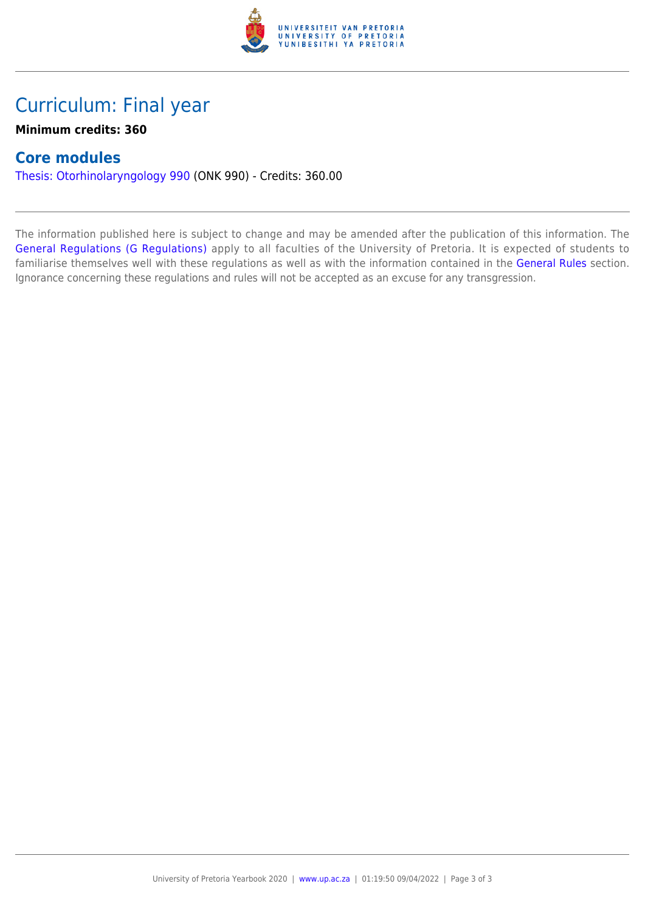## Curriculum: Final year

**Minimum credits: 360**

### Core modules

Thesis: Otorhinolaryngology 990 (ONK 990) - Credits: 360.00

The information published here is subject to change and may be amended after the publication of this information. The General Regulations (G Regulations) apply to all faculties of the University of Pretoria. It is expected of students to familiarise themselves well with these regulations as well as with the information contained in the General Rules section. Ignorance concerning these regulations and rules will not be accepted as an excuse for any transgression.